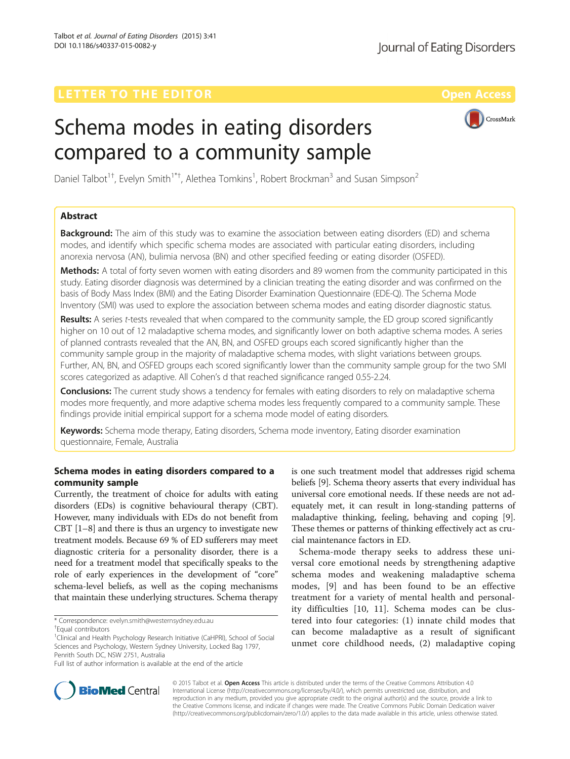LETTER TO THE EDITOR Open Access

# Schema modes in eating disorders compared to a community sample

Daniel Talbot[1†], Evelyn Smith[1*†], Alethea Tomkins[1], Robert Brockman[3] and Susan Simpson[2]

## Abstract

**Background:** The aim of this study was to examine the association between eating disorders (ED) and schema modes, and identify which specific schema modes are associated with particular eating disorders, including anorexia nervosa (AN), bulimia nervosa (BN) and other specified feeding or eating disorder (OSFED).

**Methods:** A total of forty seven women with eating disorders and 89 women from the community participated in this study. Eating disorder diagnosis was determined by a clinician treating the eating disorder and was confirmed on the basis of Body Mass Index (BMI) and the Eating Disorder Examination Questionnaire (EDE-Q). The Schema Mode Inventory (SMI) was used to explore the association between schema modes and eating disorder diagnostic status.

**Results:** A series *t*-tests revealed that when compared to the community sample, the ED group scored significantly higher on 10 out of 12 maladaptive schema modes, and significantly lower on both adaptive schema modes. A series of planned contrasts revealed that the AN, BN, and OSFED groups each scored significantly higher than the community sample group in the majority of maladaptive schema modes, with slight variations between groups. Further, AN, BN, and OSFED groups each scored significantly lower than the community sample group for the two SMI scores categorized as adaptive. All Cohen's d that reached significance ranged 0.55-2.24.

**Conclusions:** The current study shows a tendency for females with eating disorders to rely on maladaptive schema modes more frequently, and more adaptive schema modes less frequently compared to a community sample. These findings provide initial empirical support for a schema mode model of eating disorders.

**Keywords:** Schema mode therapy, Eating disorders, Schema mode inventory, Eating disorder examination questionnaire, Female, Australia

## Schema modes in eating disorders compared to a community sample

Currently, the treatment of choice for adults with eating disorders (EDs) is cognitive behavioural therapy (CBT). However, many individuals with EDs do not benefit from CBT [1–8] and there is thus an urgency to investigate new treatment models. Because 69 % of ED sufferers may meet diagnostic criteria for a personality disorder, there is a need for a treatment model that specifically speaks to the role of early experiences in the development of "core" schema-level beliefs, as well as the coping mechanisms that maintain these underlying structures. Schema therapy is one such treatment model that addresses rigid schema beliefs [9]. Schema theory asserts that every individual has universal core emotional needs. If these needs are not adequately met, it can result in long-standing patterns of maladaptive thinking, feeling, behaving and coping [9]. These themes or patterns of thinking effectively act as crucial maintenance factors in ED.

Schema-mode therapy seeks to address these universal core emotional needs by strengthening adaptive schema modes and weakening maladaptive schema modes, [9] and has been found to be an effective treatment for a variety of mental health and personality difficulties [10, 11]. Schema modes can be clustered into four categories: (1) innate child modes that can become maladaptive as a result of significant unmet core childhood needs, (2) maladaptive coping

\* Correspondence: evelyn.smith@westernsydney.edu.au
†Equal contributors
[1]Clinical and Health Psychology Research Initiative (CaHPRI), School of Social Sciences and Psychology, Western Sydney University, Locked Bag 1797, Penrith South DC, NSW 2751, Australia
Full list of author information is available at the end of the article

© 2015 Talbot et al. **Open Access** This article is distributed under the terms of the Creative Commons Attribution 4.0 International License (http://creativecommons.org/licenses/by/4.0/), which permits unrestricted use, distribution, and reproduction in any medium, provided you give appropriate credit to the original author(s) and the source, provide a link to the Creative Commons license, and indicate if changes were made. The Creative Commons Public Domain Dedication waiver (http://creativecommons.org/publicdomain/zero/1.0/) applies to the data made available in this article, unless otherwise stated.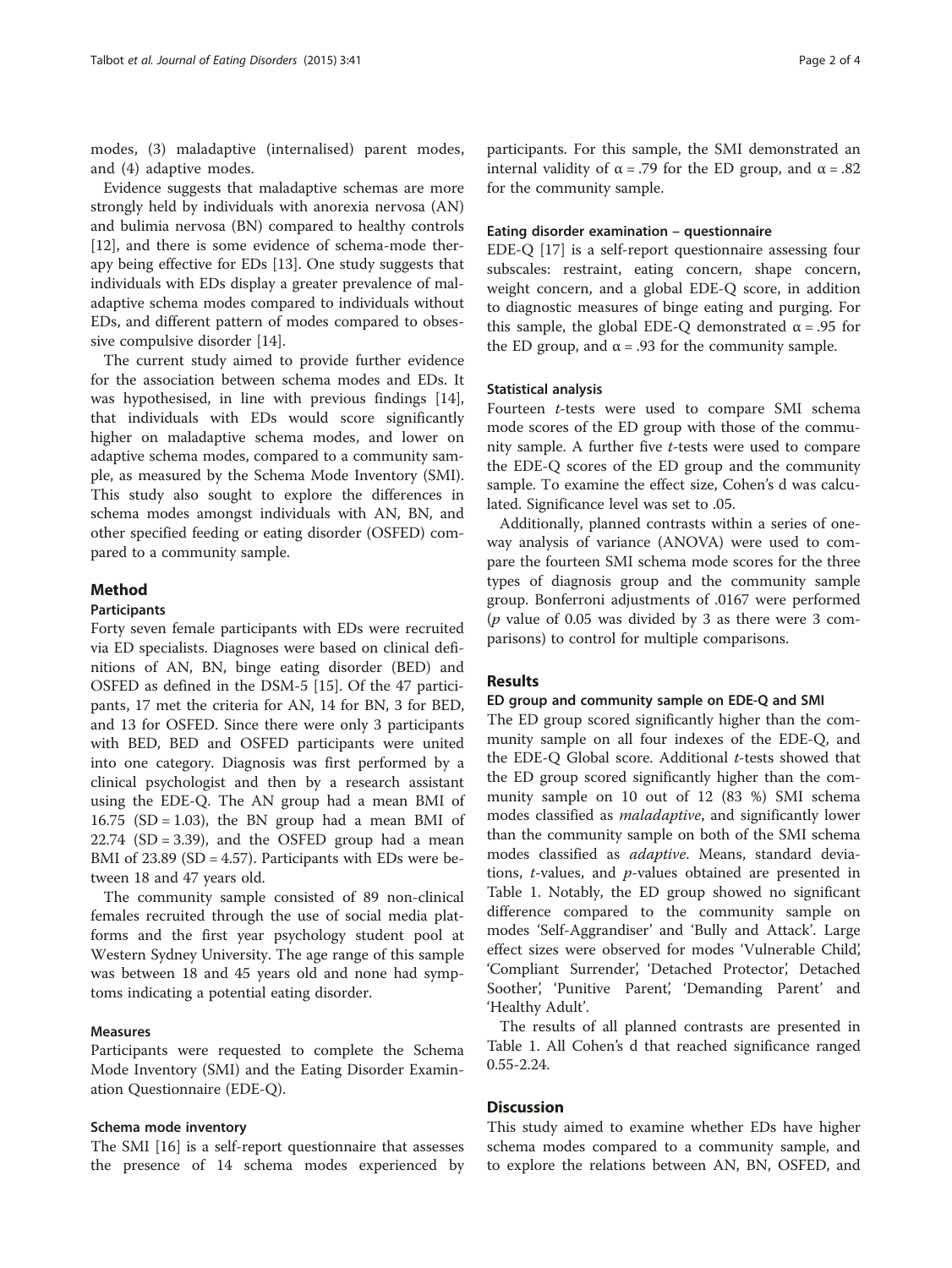modes, (3) maladaptive (internalised) parent modes, and (4) adaptive modes.

Evidence suggests that maladaptive schemas are more strongly held by individuals with anorexia nervosa (AN) and bulimia nervosa (BN) compared to healthy controls [12], and there is some evidence of schema-mode therapy being effective for EDs [13]. One study suggests that individuals with EDs display a greater prevalence of maladaptive schema modes compared to individuals without EDs, and different pattern of modes compared to obsessive compulsive disorder [14].

The current study aimed to provide further evidence for the association between schema modes and EDs. It was hypothesised, in line with previous findings [14], that individuals with EDs would score significantly higher on maladaptive schema modes, and lower on adaptive schema modes, compared to a community sample, as measured by the Schema Mode Inventory (SMI). This study also sought to explore the differences in schema modes amongst individuals with AN, BN, and other specified feeding or eating disorder (OSFED) compared to a community sample.

## Method

### Participants

Forty seven female participants with EDs were recruited via ED specialists. Diagnoses were based on clinical definitions of AN, BN, binge eating disorder (BED) and OSFED as defined in the DSM-5 [15]. Of the 47 participants, 17 met the criteria for AN, 14 for BN, 3 for BED, and 13 for OSFED. Since there were only 3 participants with BED, BED and OSFED participants were united into one category. Diagnosis was first performed by a clinical psychologist and then by a research assistant using the EDE-Q. The AN group had a mean BMI of 16.75 (SD = 1.03), the BN group had a mean BMI of 22.74 (SD = 3.39), and the OSFED group had a mean BMI of 23.89 (SD = 4.57). Participants with EDs were between 18 and 47 years old.

The community sample consisted of 89 non-clinical females recruited through the use of social media platforms and the first year psychology student pool at Western Sydney University. The age range of this sample was between 18 and 45 years old and none had symptoms indicating a potential eating disorder.

### Measures

Participants were requested to complete the Schema Mode Inventory (SMI) and the Eating Disorder Examination Questionnaire (EDE-Q).

#### Schema mode inventory

The SMI [16] is a self-report questionnaire that assesses the presence of 14 schema modes experienced by participants. For this sample, the SMI demonstrated an internal validity of $\alpha = .79$ for the ED group, and $\alpha = .82$ for the community sample.

#### Eating disorder examination – questionnaire

EDE-Q [17] is a self-report questionnaire assessing four subscales: restraint, eating concern, shape concern, weight concern, and a global EDE-Q score, in addition to diagnostic measures of binge eating and purging. For this sample, the global EDE-Q demonstrated $\alpha = .95$ for the ED group, and $\alpha = .93$ for the community sample.

#### Statistical analysis

Fourteen *t*-tests were used to compare SMI schema mode scores of the ED group with those of the community sample. A further five *t*-tests were used to compare the EDE-Q scores of the ED group and the community sample. To examine the effect size, Cohen's d was calculated. Significance level was set to .05.

Additionally, planned contrasts within a series of one-way analysis of variance (ANOVA) were used to compare the fourteen SMI schema mode scores for the three types of diagnosis group and the community sample group. Bonferroni adjustments of .0167 were performed (*p* value of 0.05 was divided by 3 as there were 3 comparisons) to control for multiple comparisons.

## Results

### ED group and community sample on EDE-Q and SMI

The ED group scored significantly higher than the community sample on all four indexes of the EDE-Q, and the EDE-Q Global score. Additional *t*-tests showed that the ED group scored significantly higher than the community sample on 10 out of 12 (83 %) SMI schema modes classified as *maladaptive*, and significantly lower than the community sample on both of the SMI schema modes classified as *adaptive*. Means, standard deviations, *t*-values, and *p*-values obtained are presented in Table 1. Notably, the ED group showed no significant difference compared to the community sample on modes 'Self-Aggrandiser' and 'Bully and Attack'. Large effect sizes were observed for modes 'Vulnerable Child', 'Compliant Surrender', 'Detached Protector', Detached Soother', 'Punitive Parent', 'Demanding Parent' and 'Healthy Adult'.

The results of all planned contrasts are presented in Table 1. All Cohen's d that reached significance ranged 0.55-2.24.

## Discussion

This study aimed to examine whether EDs have higher schema modes compared to a community sample, and to explore the relations between AN, BN, OSFED, and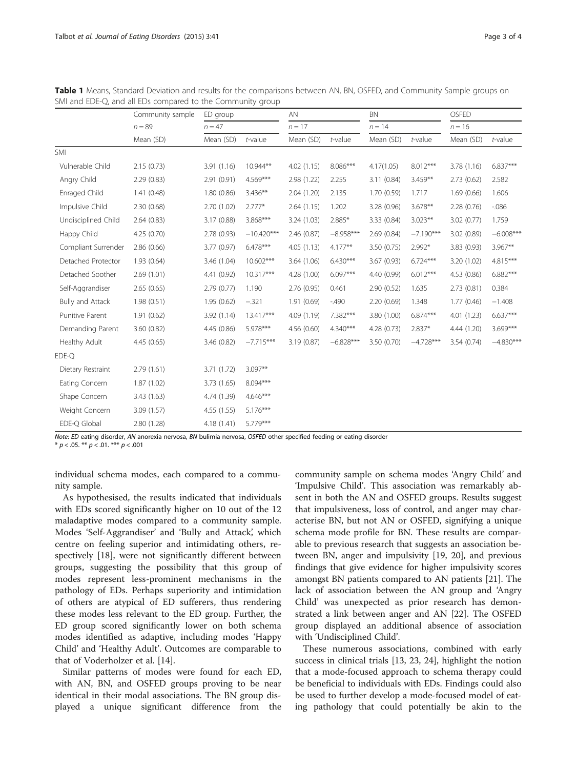**Table 1** Means, Standard Deviation and results for the comparisons between AN, BN, OSFED, and Community Sample groups on SMI and EDE-Q, and all EDs compared to the Community group

| | Community sample | ED group | | AN | | BN | | OSFED | |
|---|---|---|---|---|---|---|---|---|---|
| | $n = 89$ | $n = 47$ | | $n = 17$ | | $n = 14$ | | $n = 16$ | |
| | Mean (SD) | Mean (SD) | *t*-value | Mean (SD) | *t*-value | Mean (SD) | *t*-value | Mean (SD) | *t*-value |
| SMI | | | | | | | | | |
| Vulnerable Child | 2.15 (0.73) | 3.91 (1.16) | 10.944** | 4.02 (1.15) | 8.086*** | 4.17(1.05) | 8.012*** | 3.78 (1.16) | 6.837*** |
| Angry Child | 2.29 (0.83) | 2.91 (0.91) | 4.569*** | 2.98 (1.22) | 2.255 | 3.11 (0.84) | 3.459** | 2.73 (0.62) | 2.582 |
| Enraged Child | 1.41 (0.48) | 1.80 (0.86) | 3.436** | 2.04 (1.20) | 2.135 | 1.70 (0.59) | 1.717 | 1.69 (0.66) | 1.606 |
| Impulsive Child | 2.30 (0.68) | 2.70 (1.02) | 2.777* | 2.64 (1.15) | 1.202 | 3.28 (0.96) | 3.678** | 2.28 (0.76) | -.086 |
| Undisciplined Child | 2.64 (0.83) | 3.17 (0.88) | 3.868*** | 3.24 (1.03) | 2.885* | 3.33 (0.84) | 3.023** | 3.02 (0.77) | 1.759 |
| Happy Child | 4.25 (0.70) | 2.78 (0.93) | −10.420*** | 2.46 (0.87) | −8.958*** | 2.69 (0.84) | −7.190*** | 3.02 (0.89) | −6.008*** |
| Compliant Surrender | 2.86 (0.66) | 3.77 (0.97) | 6.478*** | 4.05 (1.13) | 4.177** | 3.50 (0.75) | 2.992* | 3.83 (0.93) | 3.967** |
| Detached Protector | 1.93 (0.64) | 3.46 (1.04) | 10.602*** | 3.64 (1.06) | 6.430*** | 3.67 (0.93) | 6.724*** | 3.20 (1.02) | 4.815*** |
| Detached Soother | 2.69 (1.01) | 4.41 (0.92) | 10.317*** | 4.28 (1.00) | 6.097*** | 4.40 (0.99) | 6.012*** | 4.53 (0.86) | 6.882*** |
| Self-Aggrandiser | 2.65 (0.65) | 2.79 (0.77) | 1.190 | 2.76 (0.95) | 0.461 | 2.90 (0.52) | 1.635 | 2.73 (0.81) | 0.384 |
| Bully and Attack | 1.98 (0.51) | 1.95 (0.62) | −.321 | 1.91 (0.69) | -.490 | 2.20 (0.69) | 1.348 | 1.77 (0.46) | −1.408 |
| Punitive Parent | 1.91 (0.62) | 3.92 (1.14) | 13.417*** | 4.09 (1.19) | 7.382*** | 3.80 (1.00) | 6.874*** | 4.01 (1.23) | 6.637*** |
| Demanding Parent | 3.60 (0.82) | 4.45 (0.86) | 5.978*** | 4.56 (0.60) | 4.340*** | 4.28 (0.73) | 2.837* | 4.44 (1.20) | 3.699*** |
| Healthy Adult | 4.45 (0.65) | 3.46 (0.82) | −7.715*** | 3.19 (0.87) | −6.828*** | 3.50 (0.70) | −4.728*** | 3.54 (0.74) | −4.830*** |
| EDE-Q | | | | | | | | | |
| Dietary Restraint | 2.79 (1.61) | 3.71 (1.72) | 3.097** | | | | | | |
| Eating Concern | 1.87 (1.02) | 3.73 (1.65) | 8.094*** | | | | | | |
| Shape Concern | 3.43 (1.63) | 4.74 (1.39) | 4.646*** | | | | | | |
| Weight Concern | 3.09 (1.57) | 4.55 (1.55) | 5.176*** | | | | | | |
| EDE-Q Global | 2.80 (1.28) | 4.18 (1.41) | 5.779*** | | | | | | |

*Note*: *ED* eating disorder, *AN* anorexia nervosa, *BN* bulimia nervosa, *OSFED* other specified feeding or eating disorder
* $p < .05$. ** $p < .01$. *** $p < .001$

individual schema modes, each compared to a community sample.

As hypothesised, the results indicated that individuals with EDs scored significantly higher on 10 out of the 12 maladaptive modes compared to a community sample. Modes 'Self-Aggrandiser' and 'Bully and Attack', which centre on feeling superior and intimidating others, respectively [18], were not significantly different between groups, suggesting the possibility that this group of modes represent less-prominent mechanisms in the pathology of EDs. Perhaps superiority and intimidation of others are atypical of ED sufferers, thus rendering these modes less relevant to the ED group. Further, the ED group scored significantly lower on both schema modes identified as adaptive, including modes 'Happy Child' and 'Healthy Adult'. Outcomes are comparable to that of Voderholzer et al. [14].

Similar patterns of modes were found for each ED, with AN, BN, and OSFED groups proving to be near identical in their modal associations. The BN group displayed a unique significant difference from the community sample on schema modes 'Angry Child' and 'Impulsive Child'. This association was remarkably absent in both the AN and OSFED groups. Results suggest that impulsiveness, loss of control, and anger may characterise BN, but not AN or OSFED, signifying a unique schema mode profile for BN. These results are comparable to previous research that suggests an association between BN, anger and impulsivity [19, 20], and previous findings that give evidence for higher impulsivity scores amongst BN patients compared to AN patients [21]. The lack of association between the AN group and 'Angry Child' was unexpected as prior research has demonstrated a link between anger and AN [22]. The OSFED group displayed an additional absence of association with 'Undisciplined Child'.

These numerous associations, combined with early success in clinical trials [13, 23, 24], highlight the notion that a mode-focused approach to schema therapy could be beneficial to individuals with EDs. Findings could also be used to further develop a mode-focused model of eating pathology that could potentially be akin to the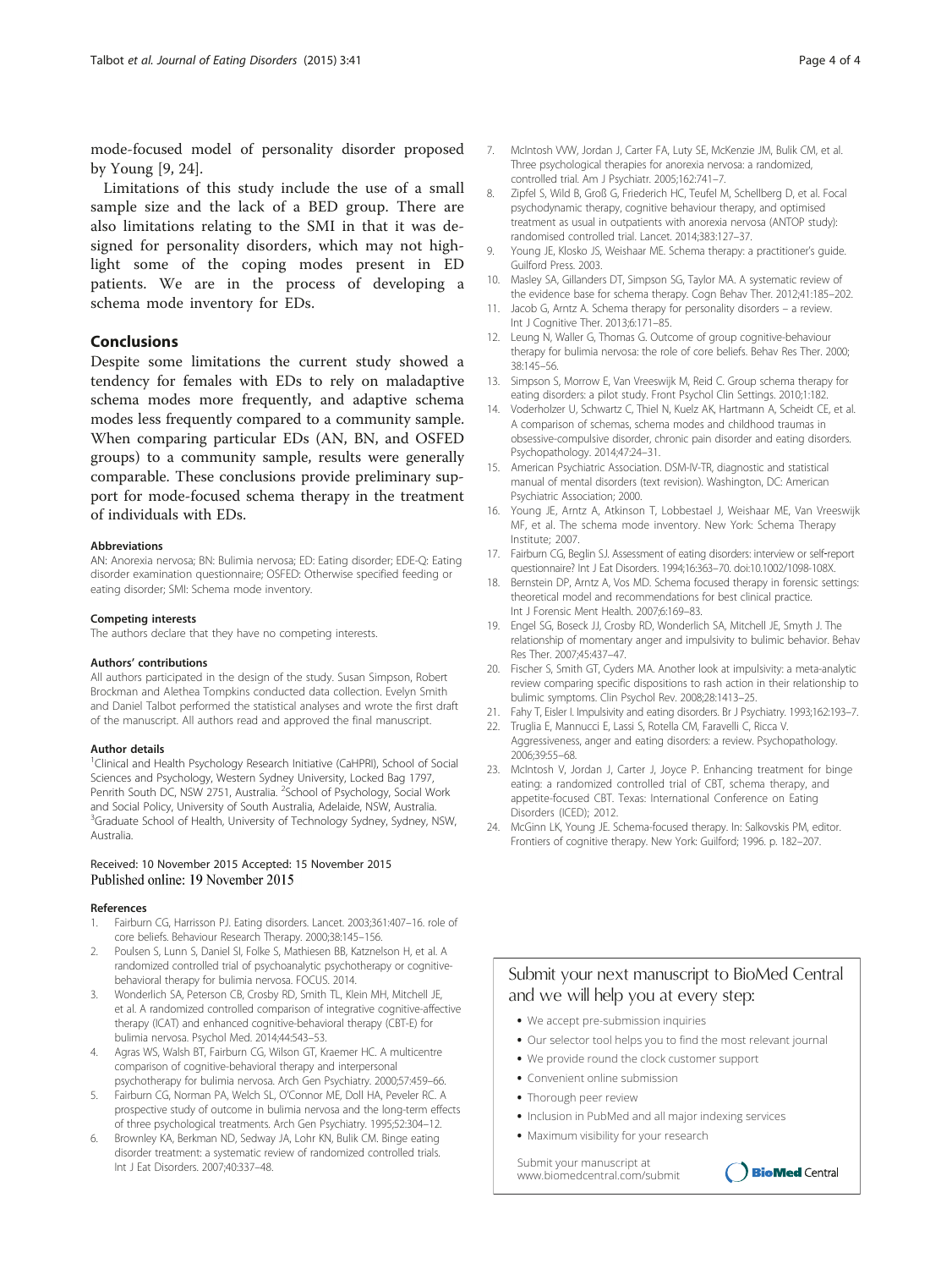mode-focused model of personality disorder proposed by Young [9, 24].

Limitations of this study include the use of a small sample size and the lack of a BED group. There are also limitations relating to the SMI in that it was designed for personality disorders, which may not highlight some of the coping modes present in ED patients. We are in the process of developing a schema mode inventory for EDs.

## Conclusions

Despite some limitations the current study showed a tendency for females with EDs to rely on maladaptive schema modes more frequently, and adaptive schema modes less frequently compared to a community sample. When comparing particular EDs (AN, BN, and OSFED groups) to a community sample, results were generally comparable. These conclusions provide preliminary support for mode-focused schema therapy in the treatment of individuals with EDs.

#### Abbreviations

AN: Anorexia nervosa; BN: Bulimia nervosa; ED: Eating disorder; EDE-Q: Eating disorder examination questionnaire; OSFED: Otherwise specified feeding or eating disorder; SMI: Schema mode inventory.

#### Competing interests

The authors declare that they have no competing interests.

#### Authors' contributions

All authors participated in the design of the study. Susan Simpson, Robert Brockman and Alethea Tompkins conducted data collection. Evelyn Smith and Daniel Talbot performed the statistical analyses and wrote the first draft of the manuscript. All authors read and approved the final manuscript.

#### Author details

[1]Clinical and Health Psychology Research Initiative (CaHPRI), School of Social Sciences and Psychology, Western Sydney University, Locked Bag 1797, Penrith South DC, NSW 2751, Australia. [2]School of Psychology, Social Work and Social Policy, University of South Australia, Adelaide, NSW, Australia. [3]Graduate School of Health, University of Technology Sydney, Sydney, NSW, Australia.

Received: 10 November 2015 Accepted: 15 November 2015
Published online: 19 November 2015

#### References

1. Fairburn CG, Harrisson PJ. Eating disorders. Lancet. 2003;361:407–16. role of core beliefs. Behaviour Research Therapy. 2000;38:145–156.
2. Poulsen S, Lunn S, Daniel SI, Folke S, Mathiesen BB, Katznelson H, et al. A randomized controlled trial of psychoanalytic psychotherapy or cognitive-behavioral therapy for bulimia nervosa. FOCUS. 2014.
3. Wonderlich SA, Peterson CB, Crosby RD, Smith TL, Klein MH, Mitchell JE, et al. A randomized controlled comparison of integrative cognitive-affective therapy (ICAT) and enhanced cognitive-behavioral therapy (CBT-E) for bulimia nervosa. Psychol Med. 2014;44:543–53.
4. Agras WS, Walsh BT, Fairburn CG, Wilson GT, Kraemer HC. A multicentre comparison of cognitive-behavioral therapy and interpersonal psychotherapy for bulimia nervosa. Arch Gen Psychiatry. 2000;57:459–66.
5. Fairburn CG, Norman PA, Welch SL, O'Connor ME, Doll HA, Peveler RC. A prospective study of outcome in bulimia nervosa and the long-term effects of three psychological treatments. Arch Gen Psychiatry. 1995;52:304–12.
6. Brownley KA, Berkman ND, Sedway JA, Lohr KN, Bulik CM. Binge eating disorder treatment: a systematic review of randomized controlled trials. Int J Eat Disord. 2007;40:337–48.
7. McIntosh VW, Jordan J, Carter FA, Luty SE, McKenzie JM, Bulik CM, et al. Three psychological therapies for anorexia nervosa: a randomized, controlled trial. Am J Psychiatr. 2005;162:741–7.
8. Zipfel S, Wild B, Groß G, Friederich HC, Teufel M, Schellberg D, et al. Focal psychodynamic therapy, cognitive behaviour therapy, and optimised treatment as usual in outpatients with anorexia nervosa (ANTOP study): randomised controlled trial. Lancet. 2014;383:127–37.
9. Young JE, Klosko JS, Weishaar ME. Schema therapy: a practitioner's guide. Guilford Press. 2003.
10. Masley SA, Gillanders DT, Simpson SG, Taylor MA. A systematic review of the evidence base for schema therapy. Cogn Behav Ther. 2012;41:185–202.
11. Jacob G, Arntz A. Schema therapy for personality disorders – a review. Int J Cognitive Ther. 2013;6:171–85.
12. Leung N, Waller G, Thomas G. Outcome of group cognitive-behaviour therapy for bulimia nervosa: the role of core beliefs. Behav Res Ther. 2000; 38:145–56.
13. Simpson S, Morrow E, Van Vreeswijk M, Reid C. Group schema therapy for eating disorders: a pilot study. Front Psychol Clin Settings. 2010;1:182.
14. Voderholzer U, Schwartz C, Thiel N, Kuelz AK, Hartmann A, Scheidt CE, et al. A comparison of schemas, schema modes and childhood traumas in obsessive-compulsive disorder, chronic pain disorder and eating disorders. Psychopathology. 2014;47:24–31.
15. American Psychiatric Association. DSM-IV-TR, diagnostic and statistical manual of mental disorders (text revision). Washington, DC: American Psychiatric Association; 2000.
16. Young JE, Arntz A, Atkinson T, Lobbestael J, Weishaar ME, Van Vreeswijk MF, et al. The schema mode inventory. New York: Schema Therapy Institute; 2007.
17. Fairburn CG, Beglin SJ. Assessment of eating disorders: interview or self-report questionnaire? Int J Eat Disorders. 1994;16:363–70. doi:10.1002/1098-108X.
18. Bernstein DP, Arntz A, Vos MD. Schema focused therapy in forensic settings: theoretical model and recommendations for best clinical practice. Int J Forensic Ment Health. 2007;6:169–83.
19. Engel SG, Boseck JJ, Crosby RD, Wonderlich SA, Mitchell JE, Smyth J. The relationship of momentary anger and impulsivity to bulimic behavior. Behav Res Ther. 2007;45:437–47.
20. Fischer S, Smith GT, Cyders MA. Another look at impulsivity: a meta-analytic review comparing specific dispositions to rash action in their relationship to bulimic symptoms. Clin Psychol Rev. 2008;28:1413–25.
21. Fahy T, Eisler I. Impulsivity and eating disorders. Br J Psychiatry. 1993;162:193–7.
22. Truglia E, Mannucci E, Lassi S, Rotella CM, Faravelli C, Ricca V. Aggressiveness, anger and eating disorders: a review. Psychopathology. 2006;39:55–68.
23. McIntosh V, Jordan J, Carter J, Joyce P. Enhancing treatment for binge eating: a randomized controlled trial of CBT, schema therapy, and appetite-focused CBT. Texas: International Conference on Eating Disorders (ICED); 2012.
24. McGinn LK, Young JE. Schema-focused therapy. In: Salkovskis PM, editor. Frontiers of cognitive therapy. New York: Guilford; 1996. p. 182–207.

Submit your next manuscript to BioMed Central and we will help you at every step:

- We accept pre-submission inquiries
- Our selector tool helps you to find the most relevant journal
- We provide round the clock customer support
- Convenient online submission
- Thorough peer review
- Inclusion in PubMed and all major indexing services
- Maximum visibility for your research

Submit your manuscript at
www.biomedcentral.com/submit

BioMed Central